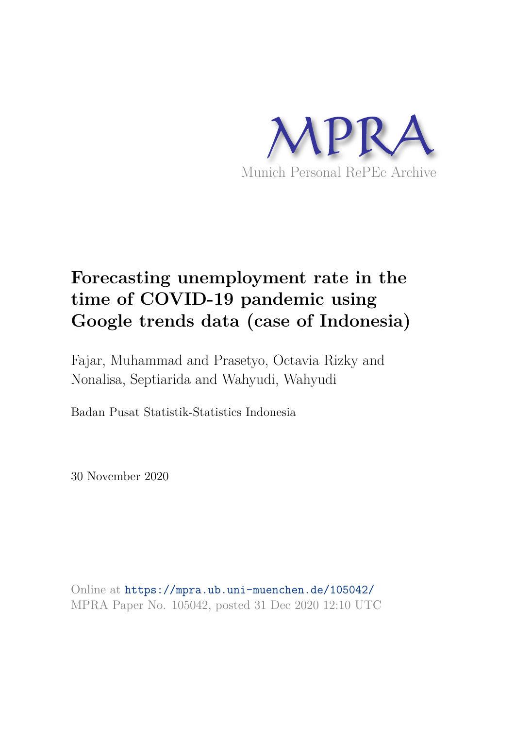MPRA

Munich Personal RePEc Archive

# Forecasting unemployment rate in the time of COVID-19 pandemic using Google trends data (case of Indonesia)

Fajar, Muhammad and Prasetyo, Octavia Rizky and Nonalisa, Septiarida and Wahyudi, Wahyudi

Badan Pusat Statistik-Statistics Indonesia

30 November 2020

Online at https://mpra.ub.uni-muenchen.de/105042/
MPRA Paper No. 105042, posted 31 Dec 2020 12:10 UTC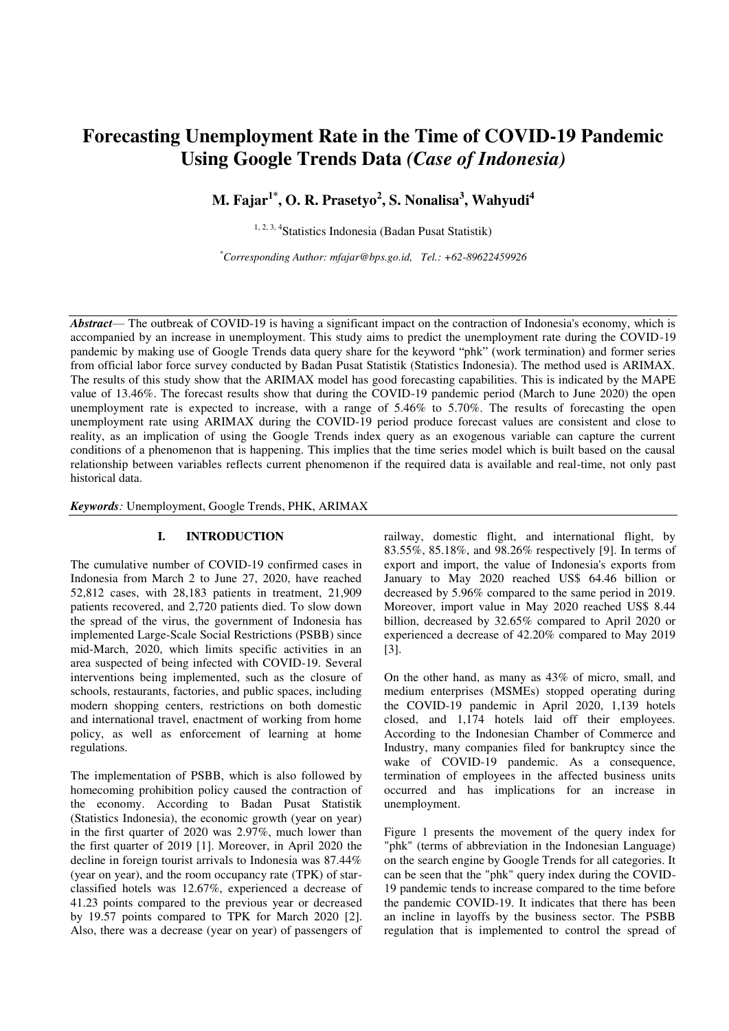# Forecasting Unemployment Rate in the Time of COVID-19 Pandemic Using Google Trends Data *(Case of Indonesia)*

**M. Fajar[1*], O. R. Prasetyo[2], S. Nonalisa[3], Wahyudi[4]**

[1, 2, 3, 4]Statistics Indonesia (Badan Pusat Statistik)

[*]*Corresponding Author: mfajar@bps.go.id, Tel.: +62-89622459926*

***Abstract***— The outbreak of COVID-19 is having a significant impact on the contraction of Indonesia's economy, which is accompanied by an increase in unemployment. This study aims to predict the unemployment rate during the COVID-19 pandemic by making use of Google Trends data query share for the keyword "phk" (work termination) and former series from official labor force survey conducted by Badan Pusat Statistik (Statistics Indonesia). The method used is ARIMAX. The results of this study show that the ARIMAX model has good forecasting capabilities. This is indicated by the MAPE value of 13.46%. The forecast results show that during the COVID-19 pandemic period (March to June 2020) the open unemployment rate is expected to increase, with a range of 5.46% to 5.70%. The results of forecasting the open unemployment rate using ARIMAX during the COVID-19 period produce forecast values are consistent and close to reality, as an implication of using the Google Trends index query as an exogenous variable can capture the current conditions of a phenomenon that is happening. This implies that the time series model which is built based on the causal relationship between variables reflects current phenomenon if the required data is available and real-time, not only past historical data.

***Keywords****:* Unemployment, Google Trends, PHK, ARIMAX

## I. INTRODUCTION

The cumulative number of COVID-19 confirmed cases in Indonesia from March 2 to June 27, 2020, have reached 52,812 cases, with 28,183 patients in treatment, 21,909 patients recovered, and 2,720 patients died. To slow down the spread of the virus, the government of Indonesia has implemented Large-Scale Social Restrictions (PSBB) since mid-March, 2020, which limits specific activities in an area suspected of being infected with COVID-19. Several interventions being implemented, such as the closure of schools, restaurants, factories, and public spaces, including modern shopping centers, restrictions on both domestic and international travel, enactment of working from home policy, as well as enforcement of learning at home regulations.

The implementation of PSBB, which is also followed by homecoming prohibition policy caused the contraction of the economy. According to Badan Pusat Statistik (Statistics Indonesia), the economic growth (year on year) in the first quarter of 2020 was 2.97%, much lower than the first quarter of 2019 [1]. Moreover, in April 2020 the decline in foreign tourist arrivals to Indonesia was 87.44% (year on year), and the room occupancy rate (TPK) of star-classified hotels was 12.67%, experienced a decrease of 41.23 points compared to the previous year or decreased by 19.57 points compared to TPK for March 2020 [2]. Also, there was a decrease (year on year) of passengers of railway, domestic flight, and international flight, by 83.55%, 85.18%, and 98.26% respectively [9]. In terms of export and import, the value of Indonesia's exports from January to May 2020 reached US$ 64.46 billion or decreased by 5.96% compared to the same period in 2019. Moreover, import value in May 2020 reached US$ 8.44 billion, decreased by 32.65% compared to April 2020 or experienced a decrease of 42.20% compared to May 2019 [3].

On the other hand, as many as 43% of micro, small, and medium enterprises (MSMEs) stopped operating during the COVID-19 pandemic in April 2020, 1,139 hotels closed, and 1,174 hotels laid off their employees. According to the Indonesian Chamber of Commerce and Industry, many companies filed for bankruptcy since the wake of COVID-19 pandemic. As a consequence, termination of employees in the affected business units occurred and has implications for an increase in unemployment.

Figure 1 presents the movement of the query index for "phk" (terms of abbreviation in the Indonesian Language) on the search engine by Google Trends for all categories. It can be seen that the "phk" query index during the COVID-19 pandemic tends to increase compared to the time before the pandemic COVID-19. It indicates that there has been an incline in layoffs by the business sector. The PSBB regulation that is implemented to control the spread of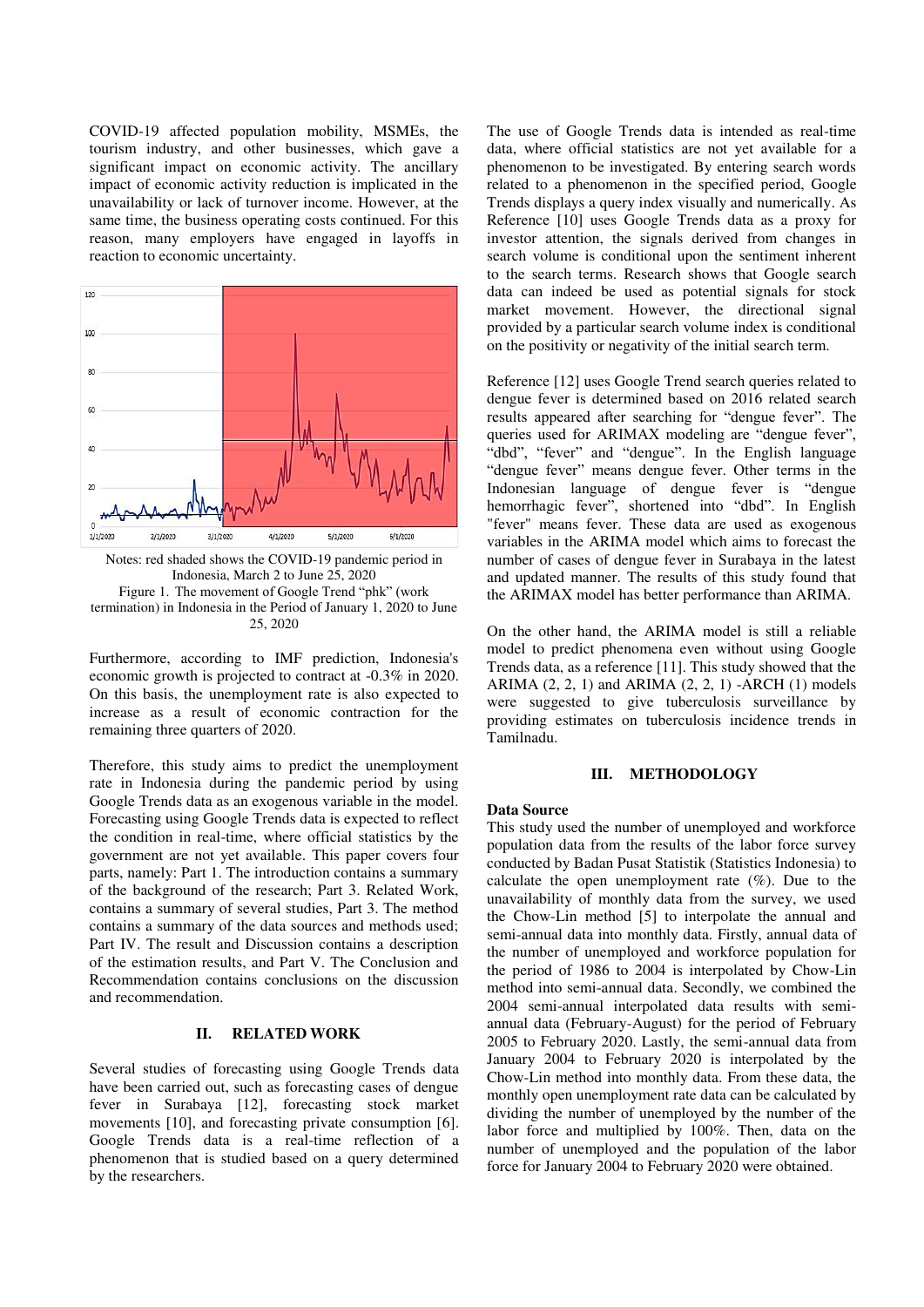COVID-19 affected population mobility, MSMEs, the tourism industry, and other businesses, which gave a significant impact on economic activity. The ancillary impact of economic activity reduction is implicated in the unavailability or lack of turnover income. However, at the same time, the business operating costs continued. For this reason, many employers have engaged in layoffs in reaction to economic uncertainty.

Notes: red shaded shows the COVID-19 pandemic period in Indonesia, March 2 to June 25, 2020

Figure 1. The movement of Google Trend "phk" (work termination) in Indonesia in the Period of January 1, 2020 to June 25, 2020

Furthermore, according to IMF prediction, Indonesia's economic growth is projected to contract at -0.3% in 2020. On this basis, the unemployment rate is also expected to increase as a result of economic contraction for the remaining three quarters of 2020.

Therefore, this study aims to predict the unemployment rate in Indonesia during the pandemic period by using Google Trends data as an exogenous variable in the model. Forecasting using Google Trends data is expected to reflect the condition in real-time, where official statistics by the government are not yet available. This paper covers four parts, namely: Part 1. The introduction contains a summary of the background of the research; Part 3. Related Work, contains a summary of several studies, Part 3. The method contains a summary of the data sources and methods used; Part IV. The result and Discussion contains a description of the estimation results, and Part V. The Conclusion and Recommendation contains conclusions on the discussion and recommendation.

## II. RELATED WORK

Several studies of forecasting using Google Trends data have been carried out, such as forecasting cases of dengue fever in Surabaya [12], forecasting stock market movements [10], and forecasting private consumption [6]. Google Trends data is a real-time reflection of a phenomenon that is studied based on a query determined by the researchers.

The use of Google Trends data is intended as real-time data, where official statistics are not yet available for a phenomenon to be investigated. By entering search words related to a phenomenon in the specified period, Google Trends displays a query index visually and numerically. As Reference [10] uses Google Trends data as a proxy for investor attention, the signals derived from changes in search volume is conditional upon the sentiment inherent to the search terms. Research shows that Google search data can indeed be used as potential signals for stock market movement. However, the directional signal provided by a particular search volume index is conditional on the positivity or negativity of the initial search term.

Reference [12] uses Google Trend search queries related to dengue fever is determined based on 2016 related search results appeared after searching for "dengue fever". The queries used for ARIMAX modeling are "dengue fever", "dbd", "fever" and "dengue". In the English language "dengue fever" means dengue fever. Other terms in the Indonesian language of dengue fever is "dengue hemorrhagic fever", shortened into "dbd". In English "fever" means fever. These data are used as exogenous variables in the ARIMA model which aims to forecast the number of cases of dengue fever in Surabaya in the latest and updated manner. The results of this study found that the ARIMAX model has better performance than ARIMA.

On the other hand, the ARIMA model is still a reliable model to predict phenomena even without using Google Trends data, as a reference [11]. This study showed that the ARIMA (2, 2, 1) and ARIMA (2, 2, 1) -ARCH (1) models were suggested to give tuberculosis surveillance by providing estimates on tuberculosis incidence trends in Tamilnadu.

## III. METHODOLOGY

**Data Source**

This study used the number of unemployed and workforce population data from the results of the labor force survey conducted by Badan Pusat Statistik (Statistics Indonesia) to calculate the open unemployment rate (%). Due to the unavailability of monthly data from the survey, we used the Chow-Lin method [5] to interpolate the annual and semi-annual data into monthly data. Firstly, annual data of the number of unemployed and workforce population for the period of 1986 to 2004 is interpolated by Chow-Lin method into semi-annual data. Secondly, we combined the 2004 semi-annual interpolated data results with semi-annual data (February-August) for the period of February 2005 to February 2020. Lastly, the semi-annual data from January 2004 to February 2020 is interpolated by the Chow-Lin method into monthly data. From these data, the monthly open unemployment rate data can be calculated by dividing the number of unemployed by the number of the labor force and multiplied by 100%. Then, data on the number of unemployed and the population of the labor force for January 2004 to February 2020 were obtained.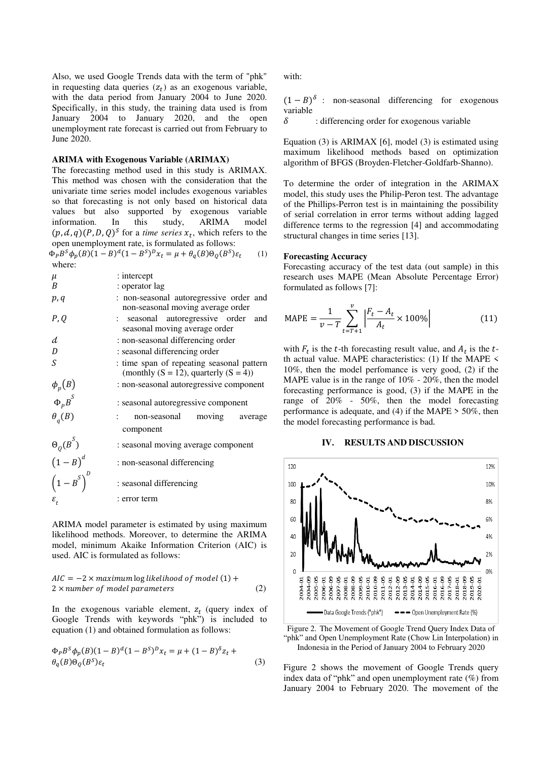Also, we used Google Trends data with the term of "phk" in requesting data queries ($z_t$) as an exogenous variable, with the data period from January 2004 to June 2020. Specifically, in this study, the training data used is from January 2004 to January 2020, and the open unemployment rate forecast is carried out from February to June 2020.

**ARIMA with Exogenous Variable (ARIMAX)**

The forecasting method used in this study is ARIMAX. This method was chosen with the consideration that the univariate time series model includes exogenous variables so that forecasting is not only based on historical data values but also supported by exogenous variable information. In this study, ARIMA model $(p,d,q)(P,D,Q)^S$ for a *time series* $x_t$, which refers to the open unemployment rate, is formulated as follows:

$$\Phi_P B^S \phi_p(B)(1-B)^d(1-B^S)^D x_t = \mu + \theta_q(B)\Theta_Q(B^S)\varepsilon_t \qquad (1)$$

where:

| | |
|---|---|
| $\mu$ | : intercept |
| $B$ | : operator lag |
| $p, q$ | : non-seasonal autoregressive order and non-seasonal moving average order |
| $P, Q$ | : seasonal autoregressive order and seasonal moving average order |
| $d$ | : non-seasonal differencing order |
| $D$ | : seasonal differencing order |
| $S$ | : time span of repeating seasonal pattern (monthly (S = 12), quarterly (S = 4)) |
| $\phi_p(B)$ | : non-seasonal autoregressive component |
| $\Phi_p B^S$ | : seasonal autoregressive component |
| $\theta_q(B)$ | : non-seasonal moving average component |
| $\Theta_Q(B^S)$ | : seasonal moving average component |
| $(1-B)^d$ | : non-seasonal differencing |
| $(1-B^S)^D$ | : seasonal differencing |
| $\varepsilon_t$ | : error term |

ARIMA model parameter is estimated by using maximum likelihood methods. Moreover, to determine the ARIMA model, minimum Akaike Information Criterion (AIC) is used. AIC is formulated as follows:

$$AIC = -2 \times maximum \log likelihood\ of\ model\ (1) + 2 \times number\ of\ model\ parameters \qquad (2)$$

In the exogenous variable element, $z_t$ (query index of Google Trends with keywords "phk") is included to equation (1) and obtained formulation as follows:

$$\Phi_P B^S \phi_p(B)(1-B)^d(1-B^S)^D x_t = \mu + (1-B)^\delta z_t + \theta_q(B)\Theta_Q(B^S)\varepsilon_t \qquad (3)$$

with:

$(1-B)^\delta$ : non-seasonal differencing for exogenous variable

$\delta$ : differencing order for exogenous variable

Equation (3) is ARIMAX [6], model (3) is estimated using maximum likelihood methods based on optimization algorithm of BFGS (Broyden-Fletcher-Goldfarb-Shanno).

To determine the order of integration in the ARIMAX model, this study uses the Philip-Peron test. The advantage of the Phillips-Perron test is in maintaining the possibility of serial correlation in error terms without adding lagged difference terms to the regression [4] and accommodating structural changes in time series [13].

**Forecasting Accuracy**

Forecasting accuracy of the test data (out sample) in this research uses MAPE (Mean Absolute Percentage Error) formulated as follows [7]:

$$\text{MAPE} = \frac{1}{v-T}\sum_{t=T+1}^{v}\left|\frac{F_t - A_t}{A_t} \times 100\%\right| \qquad (11)$$

with $F_t$ is the $t$-th forecasting result value, and $A_t$ is the $t$-th actual value. MAPE characteristics: (1) If the MAPE < 10%, then the model perfomance is very good, (2) if the MAPE value is in the range of 10% - 20%, then the model forecasting performance is good, (3) if the MAPE in the range of 20% - 50%, then the model forecasting performance is adequate, and (4) if the MAPE > 50%, then the model forecasting performance is bad.

## IV. RESULTS AND DISCUSSION

Figure 2. The Movement of Google Trend Query Index Data of "phk" and Open Unemployment Rate (Chow Lin Interpolation) in Indonesia in the Period of January 2004 to February 2020

Figure 2 shows the movement of Google Trends query index data of "phk" and open unemployment rate (%) from January 2004 to February 2020. The movement of the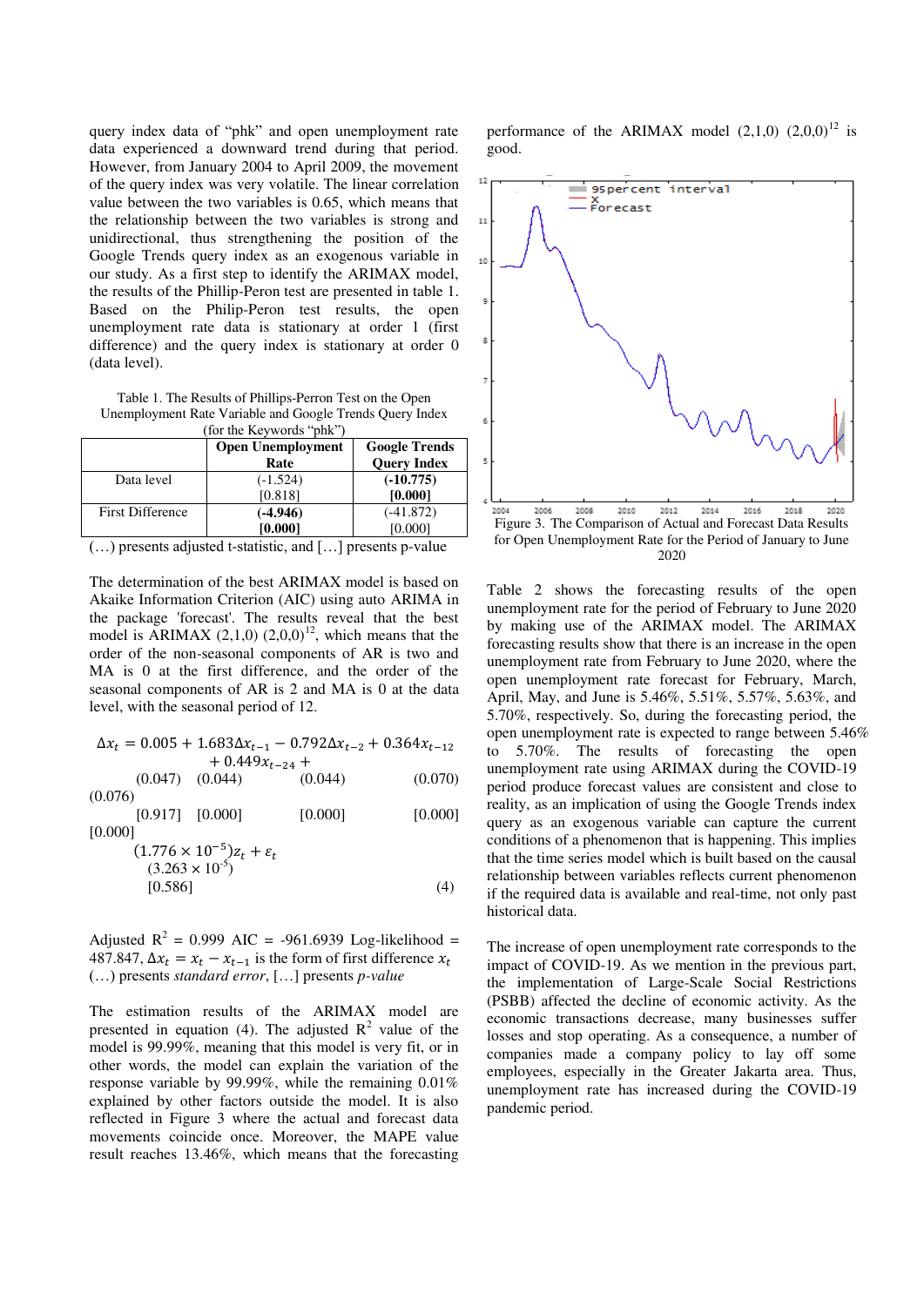query index data of "phk" and open unemployment rate data experienced a downward trend during that period. However, from January 2004 to April 2009, the movement of the query index was very volatile. The linear correlation value between the two variables is 0.65, which means that the relationship between the two variables is strong and unidirectional, thus strengthening the position of the Google Trends query index as an exogenous variable in our study. As a first step to identify the ARIMAX model, the results of the Phillip-Peron test are presented in table 1. Based on the Philip-Peron test results, the open unemployment rate data is stationary at order 1 (first difference) and the query index is stationary at order 0 (data level).

Table 1. The Results of Phillips-Perron Test on the Open Unemployment Rate Variable and Google Trends Query Index (for the Keywords "phk")

| | **Open Unemployment Rate** | **Google Trends Query Index** |
|---|---|---|
| Data level | (-1.524) [0.818] | **(-10.775) [0.000]** |
| First Difference | **(-4.946) [0.000]** | (-41.872) [0.000] |

(…) presents adjusted t-statistic, and […] presents p-value

The determination of the best ARIMAX model is based on Akaike Information Criterion (AIC) using auto ARIMA in the package 'forecast'. The results reveal that the best model is ARIMAX (2,1,0) $(2,0,0)^{12}$, which means that the order of the non-seasonal components of AR is two and MA is 0 at the first difference, and the order of the seasonal components of AR is 2 and MA is 0 at the data level, with the seasonal period of 12.

$$
\begin{aligned}
\Delta x_t = {} & \underset{\substack{(0.047)\\ [0.917]}}{0.005} + \underset{\substack{(0.044)\\ [0.000]}}{1.683}\Delta x_{t-1} - \underset{\substack{(0.044)\\ [0.000]}}{0.792}\Delta x_{t-2} + \underset{\substack{(0.070)\\ [0.000]}}{0.364}x_{t-12} + \underset{\substack{(0.076)\\ [0.000]}}{0.449}x_{t-24} \\
& + \underset{\substack{(3.263\times 10^{-5})\\ [0.586]}}{(1.776\times 10^{-5})}z_t + \varepsilon_t
\end{aligned} \tag{4}
$$

Adjusted $R^2$ = 0.999 AIC = -961.6939 Log-likelihood = 487.847, $\Delta x_t = x_t - x_{t-1}$ is the form of first difference $x_t$
(…) presents *standard error*, […] presents *p-value*

The estimation results of the ARIMAX model are presented in equation (4). The adjusted $R^2$ value of the model is 99.99%, meaning that this model is very fit, or in other words, the model can explain the variation of the response variable by 99.99%, while the remaining 0.01% explained by other factors outside the model. It is also reflected in Figure 3 where the actual and forecast data movements coincide once. Moreover, the MAPE value result reaches 13.46%, which means that the forecasting performance of the ARIMAX model (2,1,0) $(2,0,0)^{12}$ is good.

Figure 3. The Comparison of Actual and Forecast Data Results for Open Unemployment Rate for the Period of January to June 2020

Table 2 shows the forecasting results of the open unemployment rate for the period of February to June 2020 by making use of the ARIMAX model. The ARIMAX forecasting results show that there is an increase in the open unemployment rate from February to June 2020, where the open unemployment rate forecast for February, March, April, May, and June is 5.46%, 5.51%, 5.57%, 5.63%, and 5.70%, respectively. So, during the forecasting period, the open unemployment rate is expected to range between 5.46% to 5.70%. The results of forecasting the open unemployment rate using ARIMAX during the COVID-19 period produce forecast values are consistent and close to reality, as an implication of using the Google Trends index query as an exogenous variable can capture the current conditions of a phenomenon that is happening. This implies that the time series model which is built based on the causal relationship between variables reflects current phenomenon if the required data is available and real-time, not only past historical data.

The increase of open unemployment rate corresponds to the impact of COVID-19. As we mention in the previous part, the implementation of Large-Scale Social Restrictions (PSBB) affected the decline of economic activity. As the economic transactions decrease, many businesses suffer losses and stop operating. As a consequence, a number of companies made a company policy to lay off some employees, especially in the Greater Jakarta area. Thus, unemployment rate has increased during the COVID-19 pandemic period.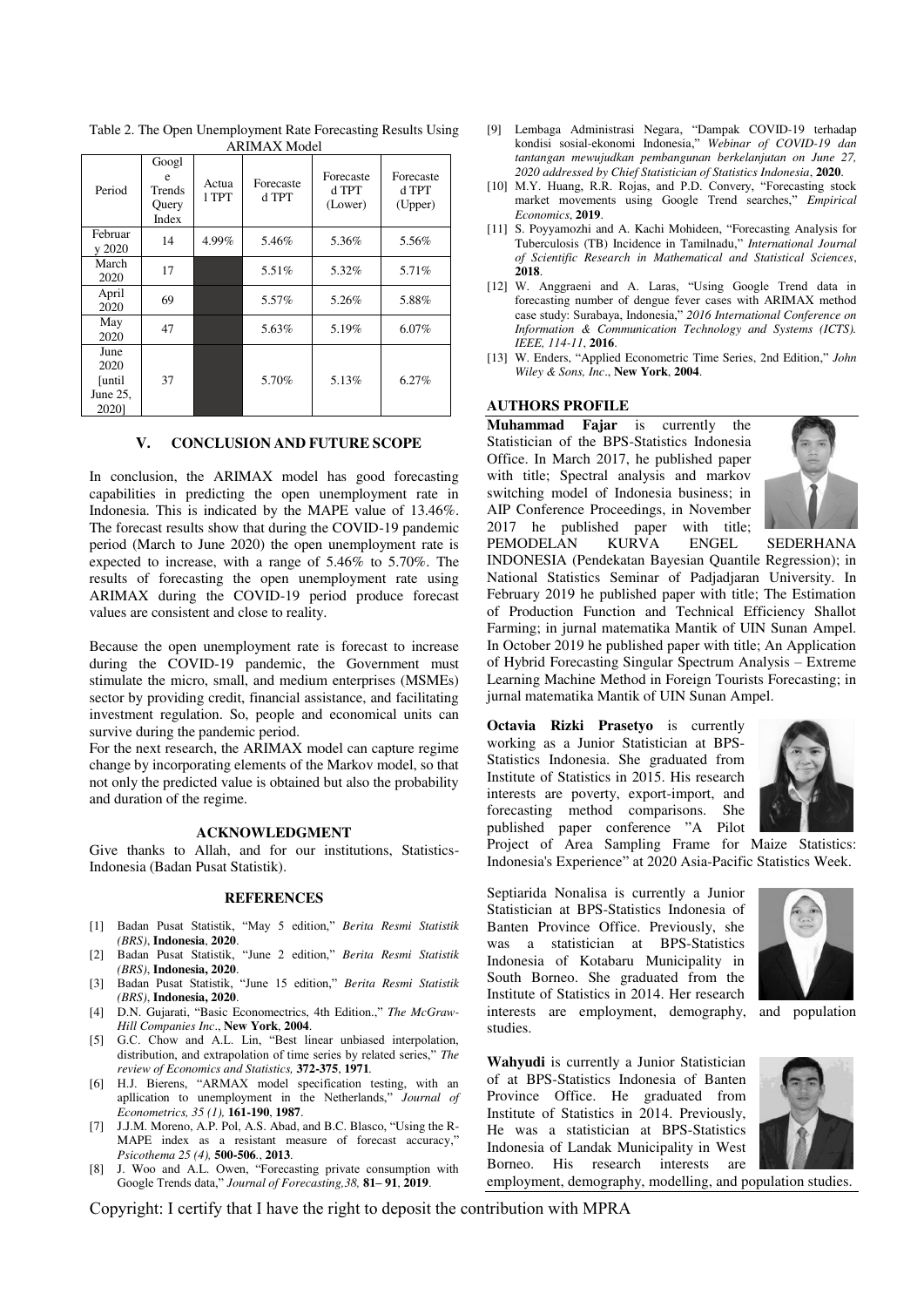Table 2. The Open Unemployment Rate Forecasting Results Using ARIMAX Model

| Period | Google Trends Query Index | Actual TPT | Forecasted TPT | Forecasted TPT (Lower) | Forecasted TPT (Upper) |
|---|---|---|---|---|---|
| February 2020 | 14 | 4.99% | 5.46% | 5.36% | 5.56% |
| March 2020 | 17 | | 5.51% | 5.32% | 5.71% |
| April 2020 | 69 | | 5.57% | 5.26% | 5.88% |
| May 2020 | 47 | | 5.63% | 5.19% | 6.07% |
| June 2020 [until June 25, 2020] | 37 | | 5.70% | 5.13% | 6.27% |

## V. CONCLUSION AND FUTURE SCOPE

In conclusion, the ARIMAX model has good forecasting capabilities in predicting the open unemployment rate in Indonesia. This is indicated by the MAPE value of 13.46%. The forecast results show that during the COVID-19 pandemic period (March to June 2020) the open unemployment rate is expected to increase, with a range of 5.46% to 5.70%. The results of forecasting the open unemployment rate using ARIMAX during the COVID-19 period produce forecast values are consistent and close to reality.

Because the open unemployment rate is forecast to increase during the COVID-19 pandemic, the Government must stimulate the micro, small, and medium enterprises (MSMEs) sector by providing credit, financial assistance, and facilitating investment regulation. So, people and economical units can survive during the pandemic period.

For the next research, the ARIMAX model can capture regime change by incorporating elements of the Markov model, so that not only the predicted value is obtained but also the probability and duration of the regime.

## ACKNOWLEDGMENT

Give thanks to Allah, and for our institutions, Statistics-Indonesia (Badan Pusat Statistik).

## REFERENCES

[1] Badan Pusat Statistik, "May 5 edition," *Berita Resmi Statistik (BRS)*, **Indonesia**, **2020**.

[2] Badan Pusat Statistik, "June 2 edition," *Berita Resmi Statistik (BRS)*, **Indonesia, 2020**.

[3] Badan Pusat Statistik, "June 15 edition," *Berita Resmi Statistik (BRS)*, **Indonesia, 2020**.

[4] D.N. Gujarati, "Basic Econometrics, 4th Edition.," *The McGraw-Hill Companies Inc*., **New York**, **2004**.

[5] G.C. Chow and A.L. Lin, "Best linear unbiased interpolation, distribution, and extrapolation of time series by related series," *The review of Economics and Statistics,* **372-375**, **1971**.

[6] H.J. Bierens, "ARMAX model specification testing, with an apllication to unemployment in the Netherlands," *Journal of Econometrics, 35 (1),* **161-190**, **1987**.

[7] J.J.M. Moreno, A.P. Pol, A.S. Abad, and B.C. Blasco, "Using the R-MAPE index as a resistant measure of forecast accuracy," *Psicothema 25 (4),* **500-506**., **2013**.

[8] J. Woo and A.L. Owen, "Forecasting private consumption with Google Trends data," *Journal of Forecasting,38,* **81– 91**, **2019**.

[9] Lembaga Administrasi Negara, "Dampak COVID-19 terhadap kondisi sosial-ekonomi Indonesia," *Webinar of COVID-19 dan tantangan mewujudkan pembangunan berkelanjutan on June 27, 2020 addressed by Chief Statistician of Statistics Indonesia*, **2020**.

[10] M.Y. Huang, R.R. Rojas, and P.D. Convery, "Forecasting stock market movements using Google Trend searches," *Empirical Economics*, **2019**.

[11] S. Poyyamozhi and A. Kachi Mohideen, "Forecasting Analysis for Tuberculosis (TB) Incidence in Tamilnadu," *International Journal of Scientific Research in Mathematical and Statistical Sciences*, **2018**.

[12] W. Anggraeni and A. Laras, "Using Google Trend data in forecasting number of dengue fever cases with ARIMAX method case study: Surabaya, Indonesia," *2016 International Conference on Information & Communication Technology and Systems (ICTS). IEEE, 114-11*, **2016**.

[13] W. Enders, "Applied Econometric Time Series, 2nd Edition," *John Wiley & Sons, Inc*., **New York**, **2004**.

## AUTHORS PROFILE

**Muhammad Fajar** is currently the Statistician of the BPS-Statistics Indonesia Office. In March 2017, he published paper with title; Spectral analysis and markov switching model of Indonesia business; in AIP Conference Proceedings, in November 2017 he published paper with title; PEMODELAN KURVA ENGEL SEDERHANA INDONESIA (Pendekatan Bayesian Quantile Regression); in National Statistics Seminar of Padjadjaran University. In February 2019 he published paper with title; The Estimation of Production Function and Technical Efficiency Shallot Farming; in jurnal matematika Mantik of UIN Sunan Ampel. In October 2019 he published paper with title; An Application of Hybrid Forecasting Singular Spectrum Analysis – Extreme Learning Machine Method in Foreign Tourists Forecasting; in jurnal matematika Mantik of UIN Sunan Ampel.

**Octavia Rizki Prasetyo** is currently working as a Junior Statistician at BPS-Statistics Indonesia. She graduated from Institute of Statistics in 2015. His research interests are poverty, export-import, and forecasting method comparisons. She published paper conference "A Pilot Project of Area Sampling Frame for Maize Statistics: Indonesia's Experience" at 2020 Asia-Pacific Statistics Week.

Septiarida Nonalisa is currently a Junior Statistician at BPS-Statistics Indonesia of Banten Province Office. Previously, she was a statistician at BPS-Statistics Indonesia of Kotabaru Municipality in South Borneo. She graduated from the Institute of Statistics in 2014. Her research interests are employment, demography, and population studies.

**Wahyudi** is currently a Junior Statistician of at BPS-Statistics Indonesia of Banten Province Office. He graduated from Institute of Statistics in 2014. Previously, He was a statistician at BPS-Statistics Indonesia of Landak Municipality in West Borneo. His research interests are employment, demography, modelling, and population studies.

Copyright: I certify that I have the right to deposit the contribution with MPRA